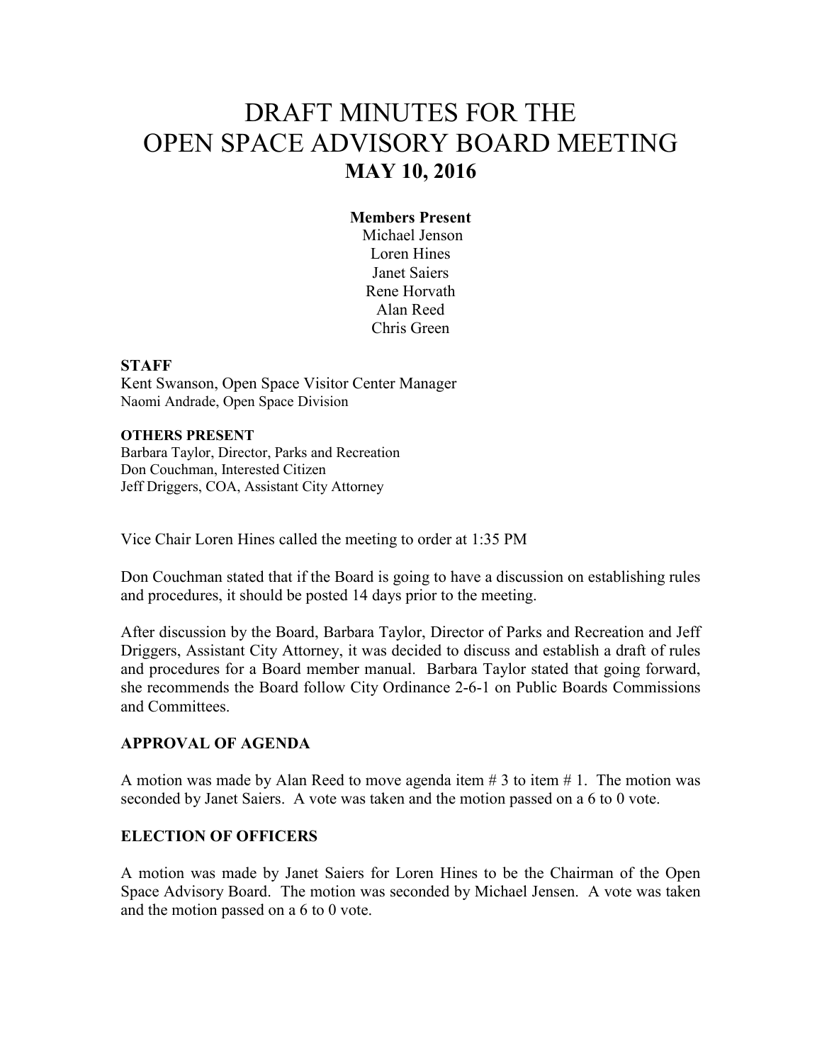# DRAFT MINUTES FOR THE OPEN SPACE ADVISORY BOARD MEETING

## MAY 10, 2016

**Members Present**

Michael Jenson
Loren Hines
Janet Saiers
Rene Horvath
Alan Reed
Chris Green

**STAFF**

Kent Swanson, Open Space Visitor Center Manager
Naomi Andrade, Open Space Division

**OTHERS PRESENT**

Barbara Taylor, Director, Parks and Recreation
Don Couchman, Interested Citizen
Jeff Driggers, COA, Assistant City Attorney

Vice Chair Loren Hines called the meeting to order at 1:35 PM

Don Couchman stated that if the Board is going to have a discussion on establishing rules and procedures, it should be posted 14 days prior to the meeting.

After discussion by the Board, Barbara Taylor, Director of Parks and Recreation and Jeff Driggers, Assistant City Attorney, it was decided to discuss and establish a draft of rules and procedures for a Board member manual. Barbara Taylor stated that going forward, she recommends the Board follow City Ordinance 2-6-1 on Public Boards Commissions and Committees.

**APPROVAL OF AGENDA**

A motion was made by Alan Reed to move agenda item # 3 to item # 1. The motion was seconded by Janet Saiers. A vote was taken and the motion passed on a 6 to 0 vote.

**ELECTION OF OFFICERS**

A motion was made by Janet Saiers for Loren Hines to be the Chairman of the Open Space Advisory Board. The motion was seconded by Michael Jensen. A vote was taken and the motion passed on a 6 to 0 vote.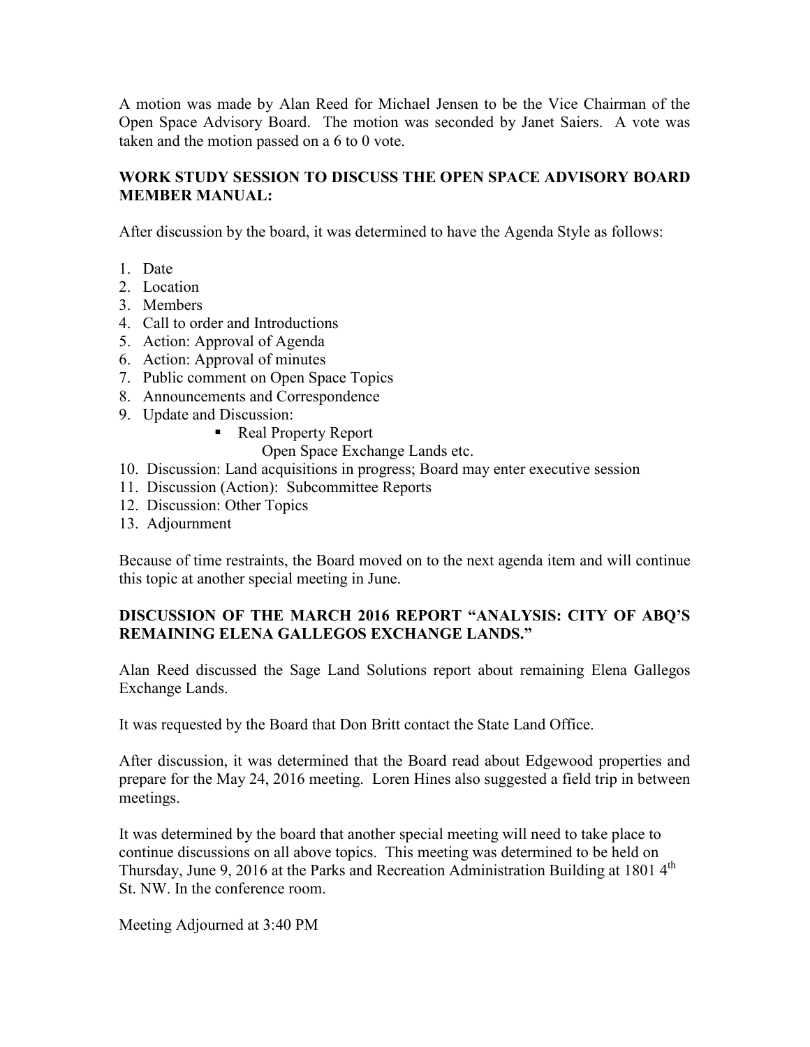A motion was made by Alan Reed for Michael Jensen to be the Vice Chairman of the Open Space Advisory Board. The motion was seconded by Janet Saiers. A vote was taken and the motion passed on a 6 to 0 vote.

**WORK STUDY SESSION TO DISCUSS THE OPEN SPACE ADVISORY BOARD MEMBER MANUAL:**

After discussion by the board, it was determined to have the Agenda Style as follows:

1. Date
2. Location
3. Members
4. Call to order and Introductions
5. Action: Approval of Agenda
6. Action: Approval of minutes
7. Public comment on Open Space Topics
8. Announcements and Correspondence
9. Update and Discussion:
   - Real Property Report
     Open Space Exchange Lands etc.
10. Discussion: Land acquisitions in progress; Board may enter executive session
11. Discussion (Action): Subcommittee Reports
12. Discussion: Other Topics
13. Adjournment

Because of time restraints, the Board moved on to the next agenda item and will continue this topic at another special meeting in June.

**DISCUSSION OF THE MARCH 2016 REPORT "ANALYSIS: CITY OF ABQ'S REMAINING ELENA GALLEGOS EXCHANGE LANDS."**

Alan Reed discussed the Sage Land Solutions report about remaining Elena Gallegos Exchange Lands.

It was requested by the Board that Don Britt contact the State Land Office.

After discussion, it was determined that the Board read about Edgewood properties and prepare for the May 24, 2016 meeting. Loren Hines also suggested a field trip in between meetings.

It was determined by the board that another special meeting will need to take place to continue discussions on all above topics. This meeting was determined to be held on Thursday, June 9, 2016 at the Parks and Recreation Administration Building at 1801 4th St. NW. In the conference room.

Meeting Adjourned at 3:40 PM